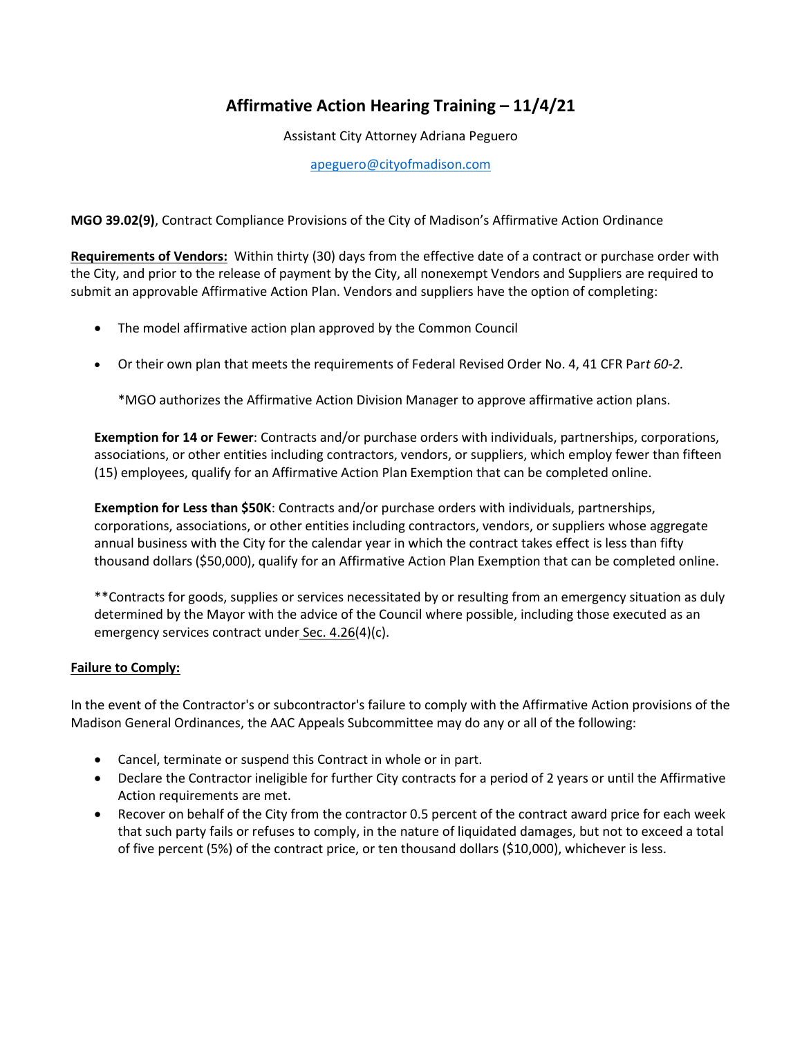# Affirmative Action Hearing Training – 11/4/21

Assistant City Attorney Adriana Peguero

apeguero@cityofmadison.com

**MGO 39.02(9)**, Contract Compliance Provisions of the City of Madison's Affirmative Action Ordinance

**Requirements of Vendors:** Within thirty (30) days from the effective date of a contract or purchase order with the City, and prior to the release of payment by the City, all nonexempt Vendors and Suppliers are required to submit an approvable Affirmative Action Plan. Vendors and suppliers have the option of completing:

- The model affirmative action plan approved by the Common Council
- Or their own plan that meets the requirements of Federal Revised Order No. 4, 41 CFR Par*t 60-2.*

  *MGO authorizes the Affirmative Action Division Manager to approve affirmative action plans.

  **Exemption for 14 or Fewer**: Contracts and/or purchase orders with individuals, partnerships, corporations, associations, or other entities including contractors, vendors, or suppliers, which employ fewer than fifteen (15) employees, qualify for an Affirmative Action Plan Exemption that can be completed online.

  **Exemption for Less than $50K**: Contracts and/or purchase orders with individuals, partnerships, corporations, associations, or other entities including contractors, vendors, or suppliers whose aggregate annual business with the City for the calendar year in which the contract takes effect is less than fifty thousand dollars ($50,000), qualify for an Affirmative Action Plan Exemption that can be completed online.

  **Contracts for goods, supplies or services necessitated by or resulting from an emergency situation as duly determined by the Mayor with the advice of the Council where possible, including those executed as an emergency services contract under Sec. 4.26(4)(c).

## Failure to Comply:

In the event of the Contractor's or subcontractor's failure to comply with the Affirmative Action provisions of the Madison General Ordinances, the AAC Appeals Subcommittee may do any or all of the following:

- Cancel, terminate or suspend this Contract in whole or in part.
- Declare the Contractor ineligible for further City contracts for a period of 2 years or until the Affirmative Action requirements are met.
- Recover on behalf of the City from the contractor 0.5 percent of the contract award price for each week that such party fails or refuses to comply, in the nature of liquidated damages, but not to exceed a total of five percent (5%) of the contract price, or ten thousand dollars ($10,000), whichever is less.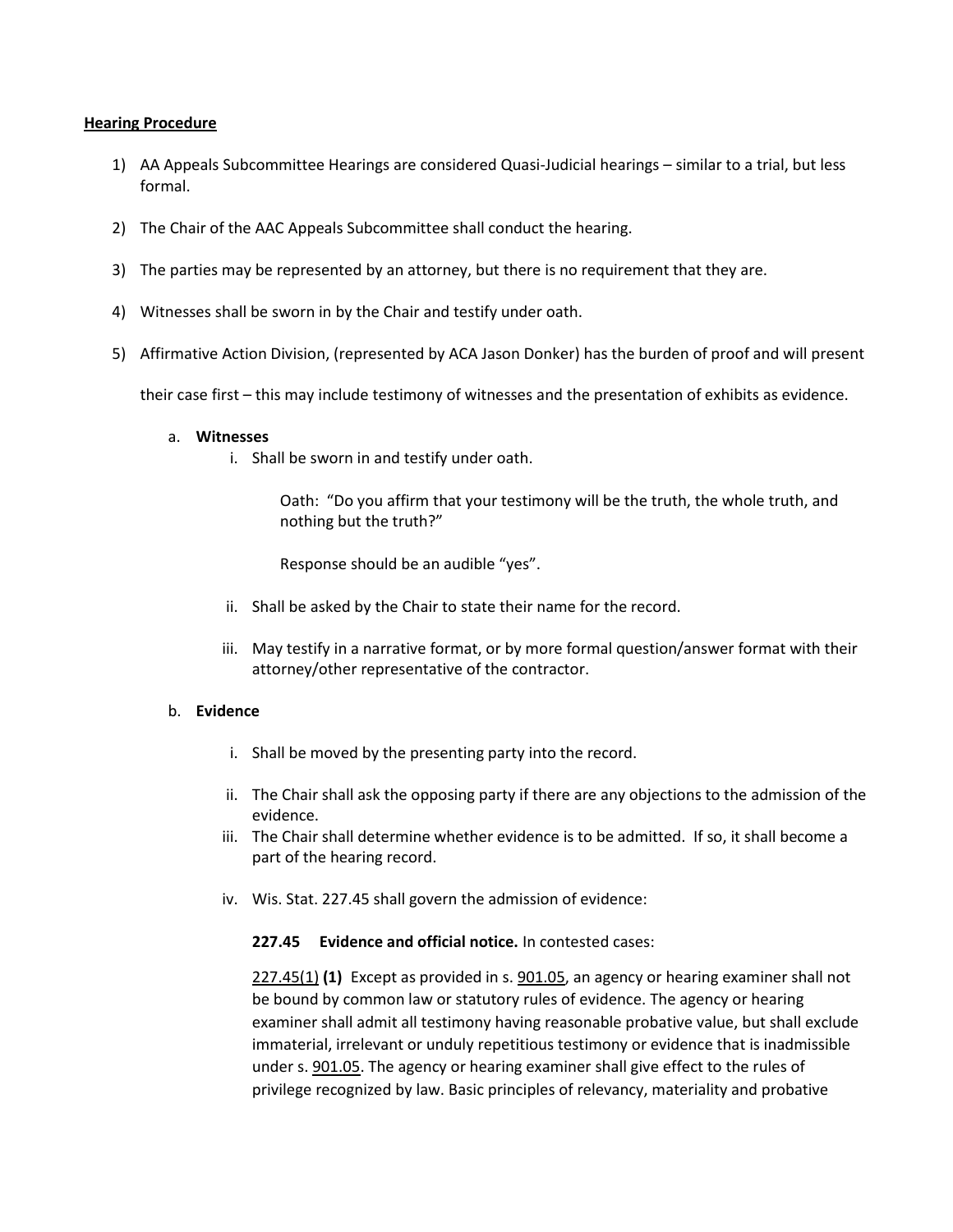**Hearing Procedure**

1) AA Appeals Subcommittee Hearings are considered Quasi-Judicial hearings – similar to a trial, but less formal.

2) The Chair of the AAC Appeals Subcommittee shall conduct the hearing.

3) The parties may be represented by an attorney, but there is no requirement that they are.

4) Witnesses shall be sworn in by the Chair and testify under oath.

5) Affirmative Action Division, (represented by ACA Jason Donker) has the burden of proof and will present their case first – this may include testimony of witnesses and the presentation of exhibits as evidence.

   a. **Witnesses**

      i. Shall be sworn in and testify under oath.

         Oath: "Do you affirm that your testimony will be the truth, the whole truth, and nothing but the truth?"

         Response should be an audible "yes".

      ii. Shall be asked by the Chair to state their name for the record.

      iii. May testify in a narrative format, or by more formal question/answer format with their attorney/other representative of the contractor.

   b. **Evidence**

      i. Shall be moved by the presenting party into the record.

      ii. The Chair shall ask the opposing party if there are any objections to the admission of the evidence.

      iii. The Chair shall determine whether evidence is to be admitted. If so, it shall become a part of the hearing record.

      iv. Wis. Stat. 227.45 shall govern the admission of evidence:

         **227.45 Evidence and official notice.** In contested cases:

         227.45(1) **(1)** Except as provided in s. 901.05, an agency or hearing examiner shall not be bound by common law or statutory rules of evidence. The agency or hearing examiner shall admit all testimony having reasonable probative value, but shall exclude immaterial, irrelevant or unduly repetitious testimony or evidence that is inadmissible under s. 901.05. The agency or hearing examiner shall give effect to the rules of privilege recognized by law. Basic principles of relevancy, materiality and probative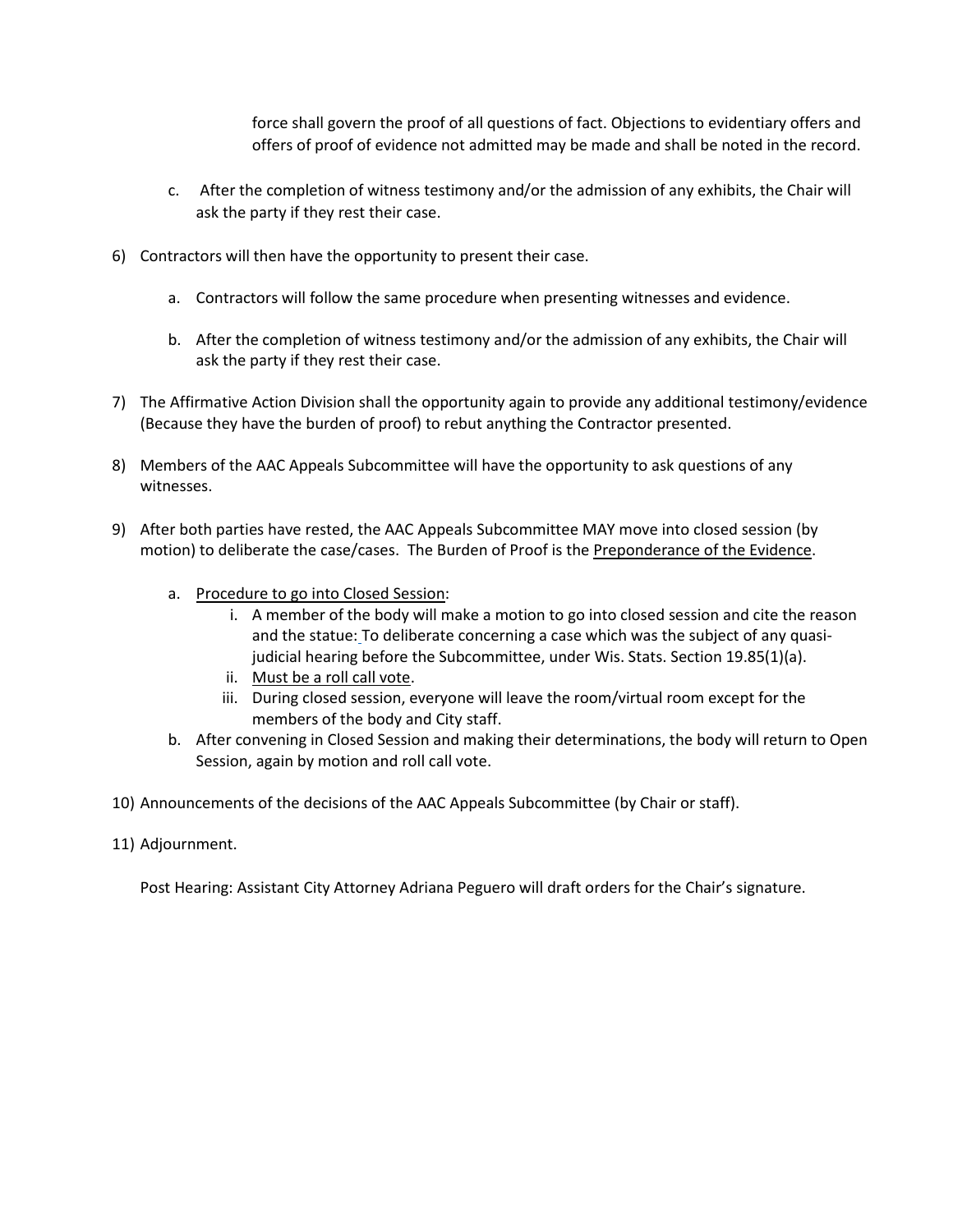force shall govern the proof of all questions of fact. Objections to evidentiary offers and offers of proof of evidence not admitted may be made and shall be noted in the record.

c. After the completion of witness testimony and/or the admission of any exhibits, the Chair will ask the party if they rest their case.

6) Contractors will then have the opportunity to present their case.

   a. Contractors will follow the same procedure when presenting witnesses and evidence.

   b. After the completion of witness testimony and/or the admission of any exhibits, the Chair will ask the party if they rest their case.

7) The Affirmative Action Division shall the opportunity again to provide any additional testimony/evidence (Because they have the burden of proof) to rebut anything the Contractor presented.

8) Members of the AAC Appeals Subcommittee will have the opportunity to ask questions of any witnesses.

9) After both parties have rested, the AAC Appeals Subcommittee MAY move into closed session (by motion) to deliberate the case/cases. The Burden of Proof is the <u>Preponderance of the Evidence</u>.

   a. <u>Procedure to go into Closed Session</u>:
      i. A member of the body will make a motion to go into closed session and cite the reason and the statue: To deliberate concerning a case which was the subject of any quasi-judicial hearing before the Subcommittee, under Wis. Stats. Section 19.85(1)(a).
      ii. <u>Must be a roll call vote</u>.
      iii. During closed session, everyone will leave the room/virtual room except for the members of the body and City staff.
   b. After convening in Closed Session and making their determinations, the body will return to Open Session, again by motion and roll call vote.

10) Announcements of the decisions of the AAC Appeals Subcommittee (by Chair or staff).

11) Adjournment.

Post Hearing: Assistant City Attorney Adriana Peguero will draft orders for the Chair's signature.